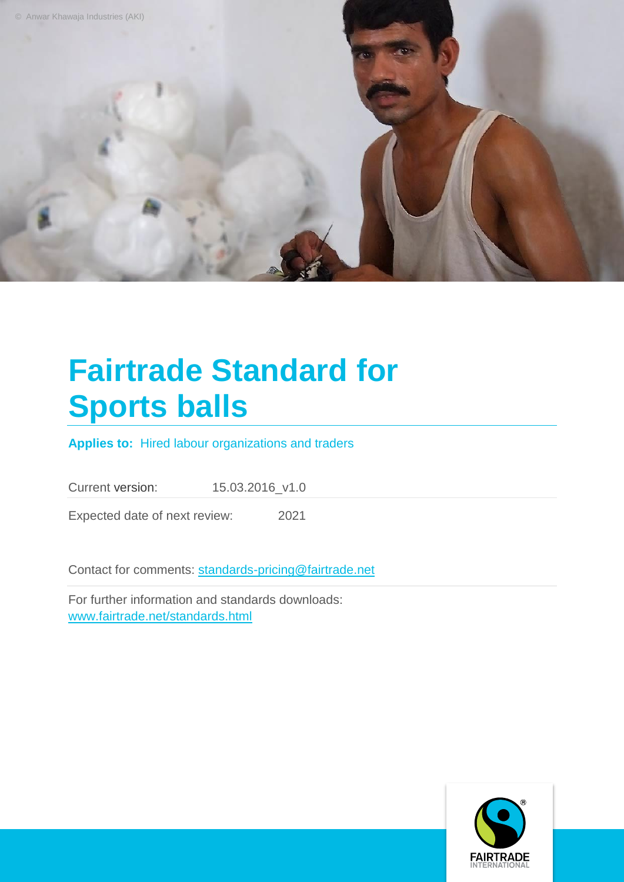© Anwar Khawaja Industries (AKI)

# Fairtrade Standard for Sports balls

**Applies to:** Hired labour organizations and traders

Current version: 15.03.2016_v1.0

Expected date of next review: 2021

Contact for comments: standards-pricing@fairtrade.net

For further information and standards downloads: www.fairtrade.net/standards.html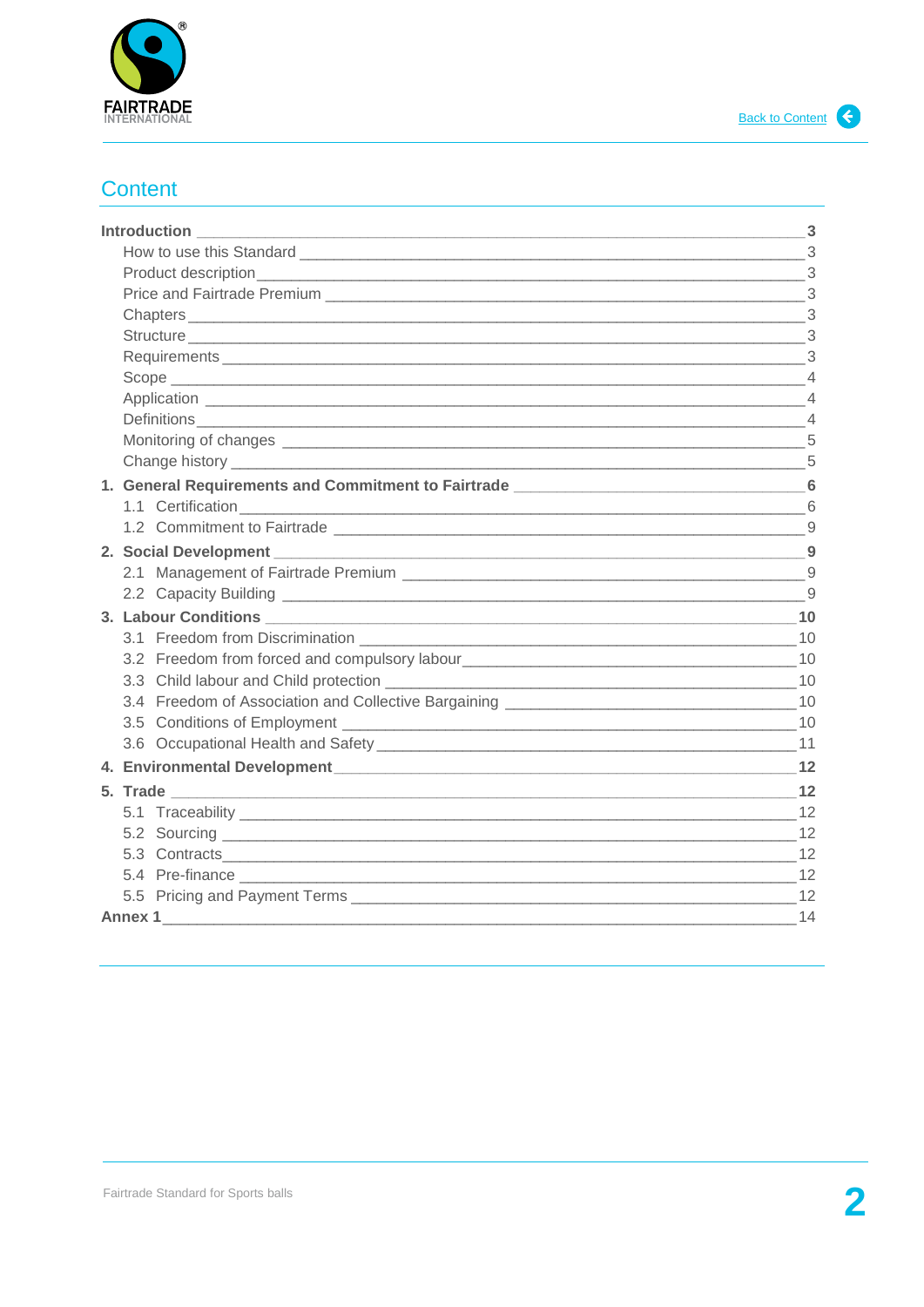## Content

- **Introduction** — 3
  - How to use this Standard — 3
  - Product description — 3
  - Price and Fairtrade Premium — 3
  - Chapters — 3
  - Structure — 3
  - Requirements — 3
  - Scope — 4
  - Application — 4
  - Definitions — 4
  - Monitoring of changes — 5
  - Change history — 5
- **1. General Requirements and Commitment to Fairtrade** — 6
  - 1.1 Certification — 6
  - 1.2 Commitment to Fairtrade — 9
- **2. Social Development** — 9
  - 2.1 Management of Fairtrade Premium — 9
  - 2.2 Capacity Building — 9
- **3. Labour Conditions** — 10
  - 3.1 Freedom from Discrimination — 10
  - 3.2 Freedom from forced and compulsory labour — 10
  - 3.3 Child labour and Child protection — 10
  - 3.4 Freedom of Association and Collective Bargaining — 10
  - 3.5 Conditions of Employment — 10
  - 3.6 Occupational Health and Safety — 11
- **4. Environmental Development** — 12
- **5. Trade** — 12
  - 5.1 Traceability — 12
  - 5.2 Sourcing — 12
  - 5.3 Contracts — 12
  - 5.4 Pre-finance — 12
  - 5.5 Pricing and Payment Terms — 12
- **Annex 1** — 14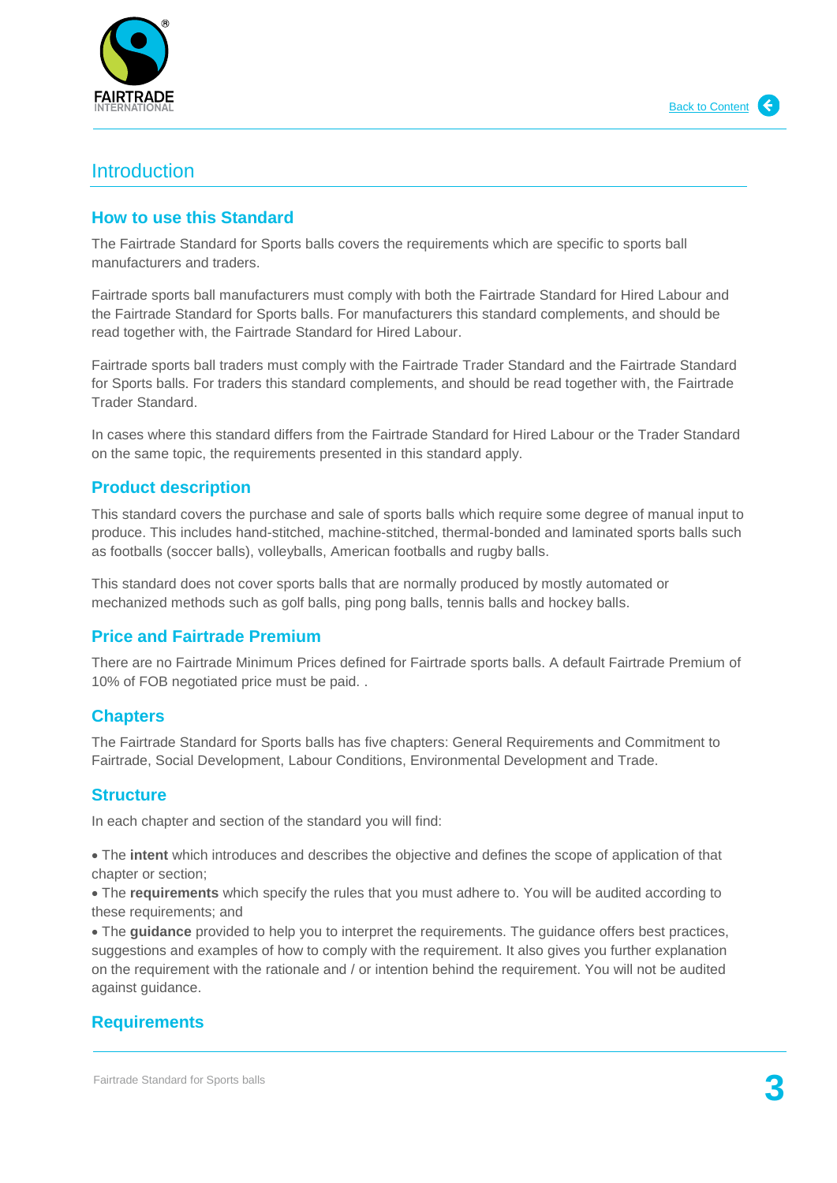# Introduction

## How to use this Standard

The Fairtrade Standard for Sports balls covers the requirements which are specific to sports ball manufacturers and traders.

Fairtrade sports ball manufacturers must comply with both the Fairtrade Standard for Hired Labour and the Fairtrade Standard for Sports balls. For manufacturers this standard complements, and should be read together with, the Fairtrade Standard for Hired Labour.

Fairtrade sports ball traders must comply with the Fairtrade Trader Standard and the Fairtrade Standard for Sports balls. For traders this standard complements, and should be read together with, the Fairtrade Trader Standard.

In cases where this standard differs from the Fairtrade Standard for Hired Labour or the Trader Standard on the same topic, the requirements presented in this standard apply.

## Product description

This standard covers the purchase and sale of sports balls which require some degree of manual input to produce. This includes hand-stitched, machine-stitched, thermal-bonded and laminated sports balls such as footballs (soccer balls), volleyballs, American footballs and rugby balls.

This standard does not cover sports balls that are normally produced by mostly automated or mechanized methods such as golf balls, ping pong balls, tennis balls and hockey balls.

## Price and Fairtrade Premium

There are no Fairtrade Minimum Prices defined for Fairtrade sports balls. A default Fairtrade Premium of 10% of FOB negotiated price must be paid. .

## Chapters

The Fairtrade Standard for Sports balls has five chapters: General Requirements and Commitment to Fairtrade, Social Development, Labour Conditions, Environmental Development and Trade.

## Structure

In each chapter and section of the standard you will find:

- The **intent** which introduces and describes the objective and defines the scope of application of that chapter or section;
- The **requirements** which specify the rules that you must adhere to. You will be audited according to these requirements; and
- The **guidance** provided to help you to interpret the requirements. The guidance offers best practices, suggestions and examples of how to comply with the requirement. It also gives you further explanation on the requirement with the rationale and / or intention behind the requirement. You will not be audited against guidance.

## Requirements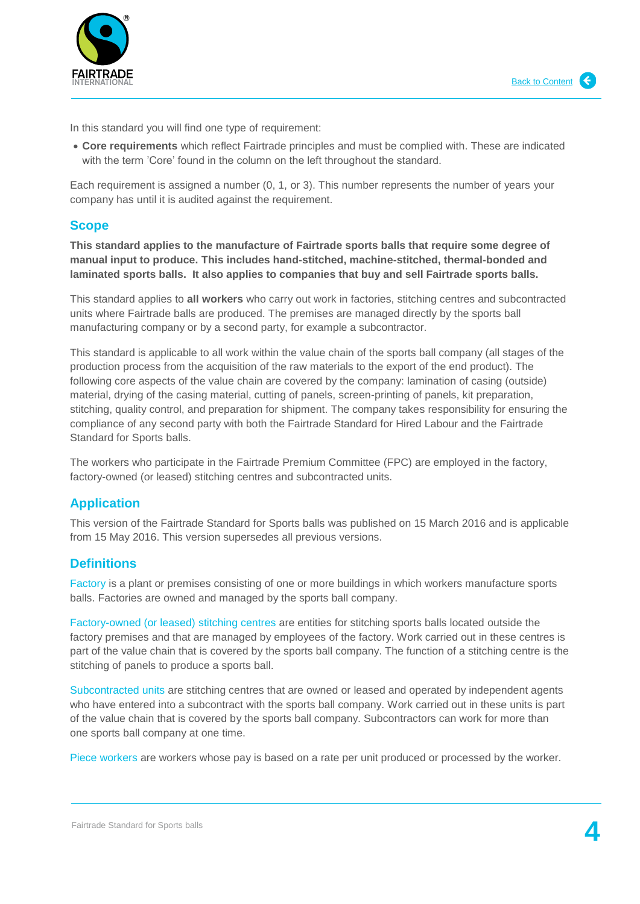In this standard you will find one type of requirement:

- **Core requirements** which reflect Fairtrade principles and must be complied with. These are indicated with the term 'Core' found in the column on the left throughout the standard.

Each requirement is assigned a number (0, 1, or 3). This number represents the number of years your company has until it is audited against the requirement.

## Scope

**This standard applies to the manufacture of Fairtrade sports balls that require some degree of manual input to produce. This includes hand-stitched, machine-stitched, thermal-bonded and laminated sports balls. It also applies to companies that buy and sell Fairtrade sports balls.**

This standard applies to **all workers** who carry out work in factories, stitching centres and subcontracted units where Fairtrade balls are produced. The premises are managed directly by the sports ball manufacturing company or by a second party, for example a subcontractor.

This standard is applicable to all work within the value chain of the sports ball company (all stages of the production process from the acquisition of the raw materials to the export of the end product). The following core aspects of the value chain are covered by the company: lamination of casing (outside) material, drying of the casing material, cutting of panels, screen-printing of panels, kit preparation, stitching, quality control, and preparation for shipment. The company takes responsibility for ensuring the compliance of any second party with both the Fairtrade Standard for Hired Labour and the Fairtrade Standard for Sports balls.

The workers who participate in the Fairtrade Premium Committee (FPC) are employed in the factory, factory-owned (or leased) stitching centres and subcontracted units.

## Application

This version of the Fairtrade Standard for Sports balls was published on 15 March 2016 and is applicable from 15 May 2016. This version supersedes all previous versions.

## Definitions

Factory is a plant or premises consisting of one or more buildings in which workers manufacture sports balls. Factories are owned and managed by the sports ball company.

Factory-owned (or leased) stitching centres are entities for stitching sports balls located outside the factory premises and that are managed by employees of the factory. Work carried out in these centres is part of the value chain that is covered by the sports ball company. The function of a stitching centre is the stitching of panels to produce a sports ball.

Subcontracted units are stitching centres that are owned or leased and operated by independent agents who have entered into a subcontract with the sports ball company. Work carried out in these units is part of the value chain that is covered by the sports ball company. Subcontractors can work for more than one sports ball company at one time.

Piece workers are workers whose pay is based on a rate per unit produced or processed by the worker.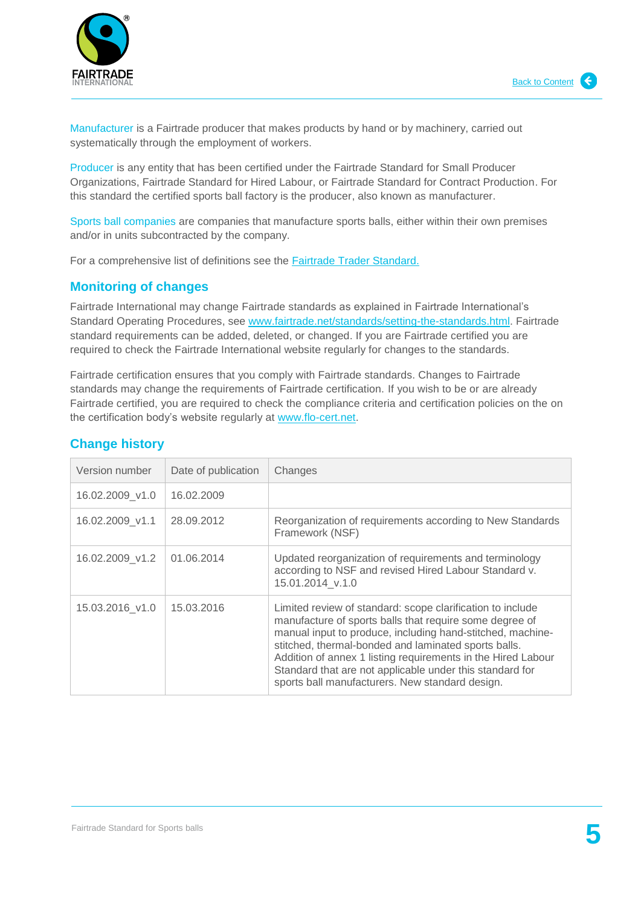Manufacturer is a Fairtrade producer that makes products by hand or by machinery, carried out systematically through the employment of workers.

Producer is any entity that has been certified under the Fairtrade Standard for Small Producer Organizations, Fairtrade Standard for Hired Labour, or Fairtrade Standard for Contract Production. For this standard the certified sports ball factory is the producer, also known as manufacturer.

Sports ball companies are companies that manufacture sports balls, either within their own premises and/or in units subcontracted by the company.

For a comprehensive list of definitions see the Fairtrade Trader Standard.

## Monitoring of changes

Fairtrade International may change Fairtrade standards as explained in Fairtrade International's Standard Operating Procedures, see www.fairtrade.net/standards/setting-the-standards.html. Fairtrade standard requirements can be added, deleted, or changed. If you are Fairtrade certified you are required to check the Fairtrade International website regularly for changes to the standards.

Fairtrade certification ensures that you comply with Fairtrade standards. Changes to Fairtrade standards may change the requirements of Fairtrade certification. If you wish to be or are already Fairtrade certified, you are required to check the compliance criteria and certification policies on the on the certification body's website regularly at www.flo-cert.net.

## Change history

| Version number | Date of publication | Changes |
|---|---|---|
| 16.02.2009_v1.0 | 16.02.2009 | |
| 16.02.2009_v1.1 | 28.09.2012 | Reorganization of requirements according to New Standards Framework (NSF) |
| 16.02.2009_v1.2 | 01.06.2014 | Updated reorganization of requirements and terminology according to NSF and revised Hired Labour Standard v. 15.01.2014_v.1.0 |
| 15.03.2016_v1.0 | 15.03.2016 | Limited review of standard: scope clarification to include manufacture of sports balls that require some degree of manual input to produce, including hand-stitched, machine-stitched, thermal-bonded and laminated sports balls. Addition of annex 1 listing requirements in the Hired Labour Standard that are not applicable under this standard for sports ball manufacturers. New standard design. |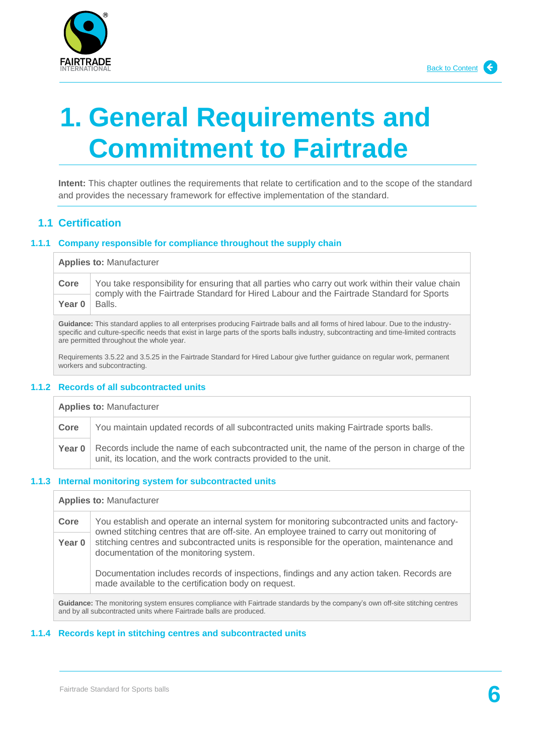# 1. General Requirements and Commitment to Fairtrade

**Intent:** This chapter outlines the requirements that relate to certification and to the scope of the standard and provides the necessary framework for effective implementation of the standard.

## 1.1 Certification

### 1.1.1 Company responsible for compliance throughout the supply chain

| **Applies to:** Manufacturer | |
|---|---|
| **Core** | You take responsibility for ensuring that all parties who carry out work within their value chain comply with the Fairtrade Standard for Hired Labour and the Fairtrade Standard for Sports Balls. |
| **Year 0** | |

**Guidance:** This standard applies to all enterprises producing Fairtrade balls and all forms of hired labour. Due to the industry-specific and culture-specific needs that exist in large parts of the sports balls industry, subcontracting and time-limited contracts are permitted throughout the whole year.

Requirements 3.5.22 and 3.5.25 in the Fairtrade Standard for Hired Labour give further guidance on regular work, permanent workers and subcontracting.

### 1.1.2 Records of all subcontracted units

| **Applies to:** Manufacturer | |
|---|---|
| **Core** | You maintain updated records of all subcontracted units making Fairtrade sports balls. |
| **Year 0** | Records include the name of each subcontracted unit, the name of the person in charge of the unit, its location, and the work contracts provided to the unit. |

### 1.1.3 Internal monitoring system for subcontracted units

| **Applies to:** Manufacturer | |
|---|---|
| **Core** | You establish and operate an internal system for monitoring subcontracted units and factory-owned stitching centres that are off-site. An employee trained to carry out monitoring of stitching centres and subcontracted units is responsible for the operation, maintenance and documentation of the monitoring system.<br><br>Documentation includes records of inspections, findings and any action taken. Records are made available to the certification body on request. |
| **Year 0** | |

**Guidance:** The monitoring system ensures compliance with Fairtrade standards by the company's own off-site stitching centres and by all subcontracted units where Fairtrade balls are produced.

### 1.1.4 Records kept in stitching centres and subcontracted units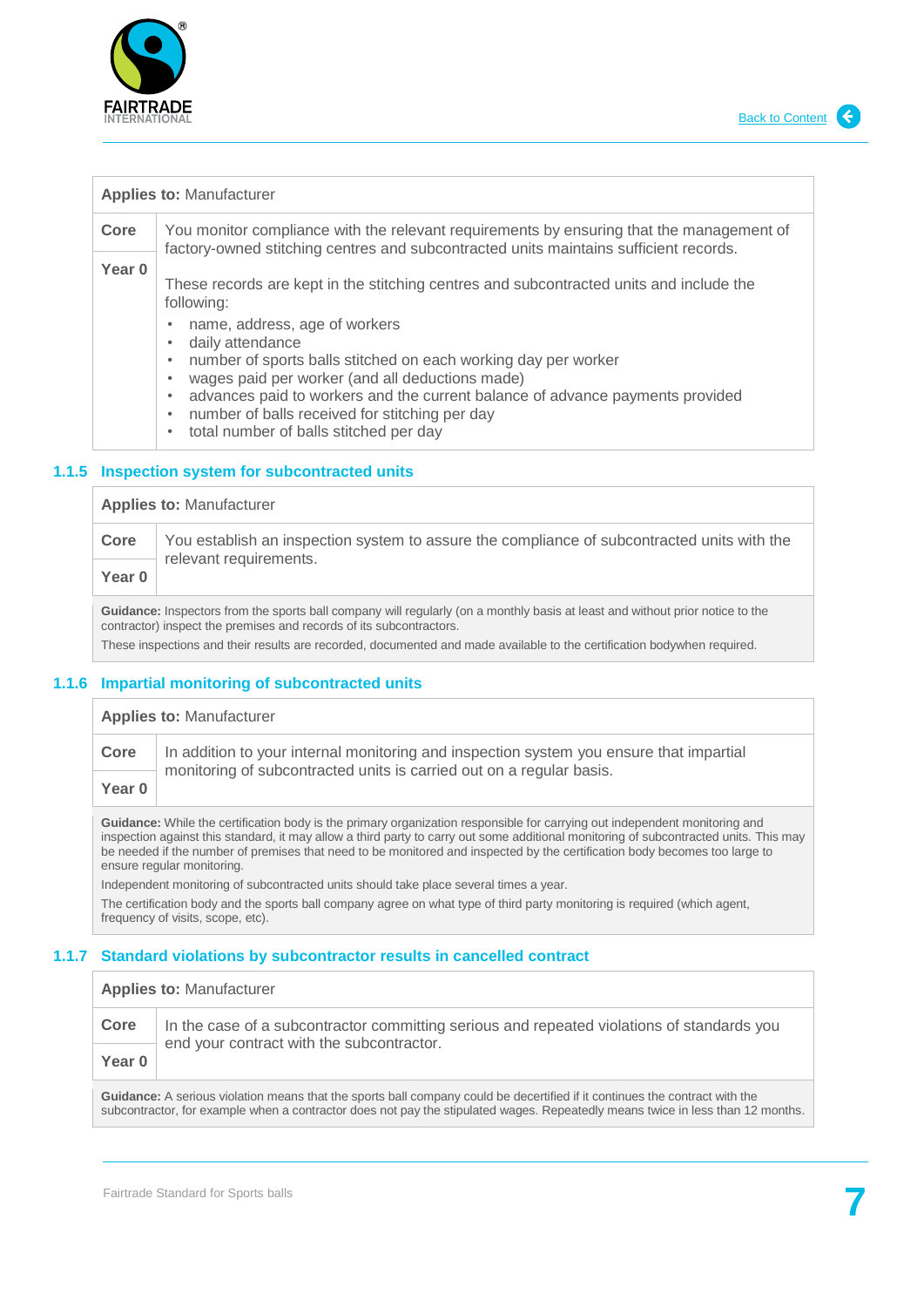| **Applies to:** Manufacturer | |
|---|---|
| **Core**<br><br>**Year 0** | You monitor compliance with the relevant requirements by ensuring that the management of factory-owned stitching centres and subcontracted units maintains sufficient records.<br><br>These records are kept in the stitching centres and subcontracted units and include the following:<br>• name, address, age of workers<br>• daily attendance<br>• number of sports balls stitched on each working day per worker<br>• wages paid per worker (and all deductions made)<br>• advances paid to workers and the current balance of advance payments provided<br>• number of balls received for stitching per day<br>• total number of balls stitched per day |

### 1.1.5 Inspection system for subcontracted units

| **Applies to:** Manufacturer | |
|---|---|
| **Core**<br><br>**Year 0** | You establish an inspection system to assure the compliance of subcontracted units with the relevant requirements. |

**Guidance:** Inspectors from the sports ball company will regularly (on a monthly basis at least and without prior notice to the contractor) inspect the premises and records of its subcontractors.

These inspections and their results are recorded, documented and made available to the certification bodywhen required.

### 1.1.6 Impartial monitoring of subcontracted units

| **Applies to:** Manufacturer | |
|---|---|
| **Core**<br><br>**Year 0** | In addition to your internal monitoring and inspection system you ensure that impartial monitoring of subcontracted units is carried out on a regular basis. |

**Guidance:** While the certification body is the primary organization responsible for carrying out independent monitoring and inspection against this standard, it may allow a third party to carry out some additional monitoring of subcontracted units. This may be needed if the number of premises that need to be monitored and inspected by the certification body becomes too large to ensure regular monitoring.

Independent monitoring of subcontracted units should take place several times a year.

The certification body and the sports ball company agree on what type of third party monitoring is required (which agent, frequency of visits, scope, etc).

### 1.1.7 Standard violations by subcontractor results in cancelled contract

| **Applies to:** Manufacturer | |
|---|---|
| **Core**<br><br>**Year 0** | In the case of a subcontractor committing serious and repeated violations of standards you end your contract with the subcontractor. |

**Guidance:** A serious violation means that the sports ball company could be decertified if it continues the contract with the subcontractor, for example when a contractor does not pay the stipulated wages. Repeatedly means twice in less than 12 months.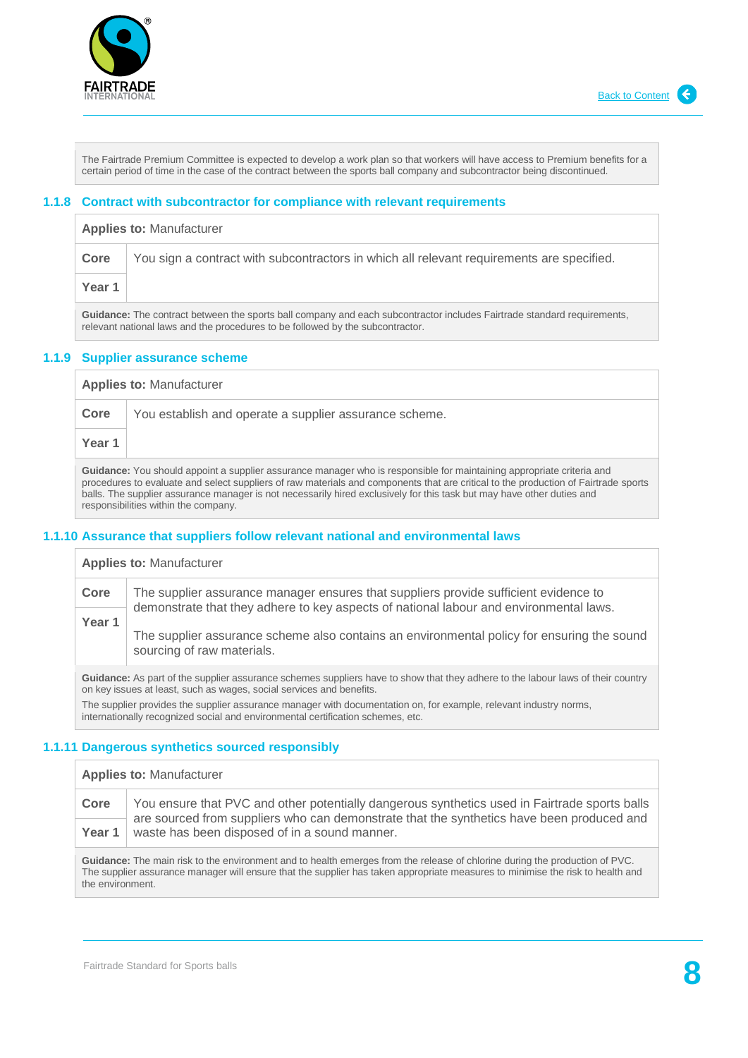The Fairtrade Premium Committee is expected to develop a work plan so that workers will have access to Premium benefits for a certain period of time in the case of the contract between the sports ball company and subcontractor being discontinued.

### 1.1.8 Contract with subcontractor for compliance with relevant requirements

| **Applies to:** Manufacturer | |
|---|---|
| **Core** | You sign a contract with subcontractors in which all relevant requirements are specified. |
| **Year 1** | |

**Guidance:** The contract between the sports ball company and each subcontractor includes Fairtrade standard requirements, relevant national laws and the procedures to be followed by the subcontractor.

### 1.1.9 Supplier assurance scheme

| **Applies to:** Manufacturer | |
|---|---|
| **Core** | You establish and operate a supplier assurance scheme. |
| **Year 1** | |

**Guidance:** You should appoint a supplier assurance manager who is responsible for maintaining appropriate criteria and procedures to evaluate and select suppliers of raw materials and components that are critical to the production of Fairtrade sports balls. The supplier assurance manager is not necessarily hired exclusively for this task but may have other duties and responsibilities within the company.

### 1.1.10 Assurance that suppliers follow relevant national and environmental laws

| **Applies to:** Manufacturer | |
|---|---|
| **Core** | The supplier assurance manager ensures that suppliers provide sufficient evidence to demonstrate that they adhere to key aspects of national labour and environmental laws. |
| **Year 1** | The supplier assurance scheme also contains an environmental policy for ensuring the sound sourcing of raw materials. |

**Guidance:** As part of the supplier assurance schemes suppliers have to show that they adhere to the labour laws of their country on key issues at least, such as wages, social services and benefits.

The supplier provides the supplier assurance manager with documentation on, for example, relevant industry norms, internationally recognized social and environmental certification schemes, etc.

### 1.1.11 Dangerous synthetics sourced responsibly

| **Applies to:** Manufacturer | |
|---|---|
| **Core** | You ensure that PVC and other potentially dangerous synthetics used in Fairtrade sports balls are sourced from suppliers who can demonstrate that the synthetics have been produced and waste has been disposed of in a sound manner. |
| **Year 1** | |

**Guidance:** The main risk to the environment and to health emerges from the release of chlorine during the production of PVC. The supplier assurance manager will ensure that the supplier has taken appropriate measures to minimise the risk to health and the environment.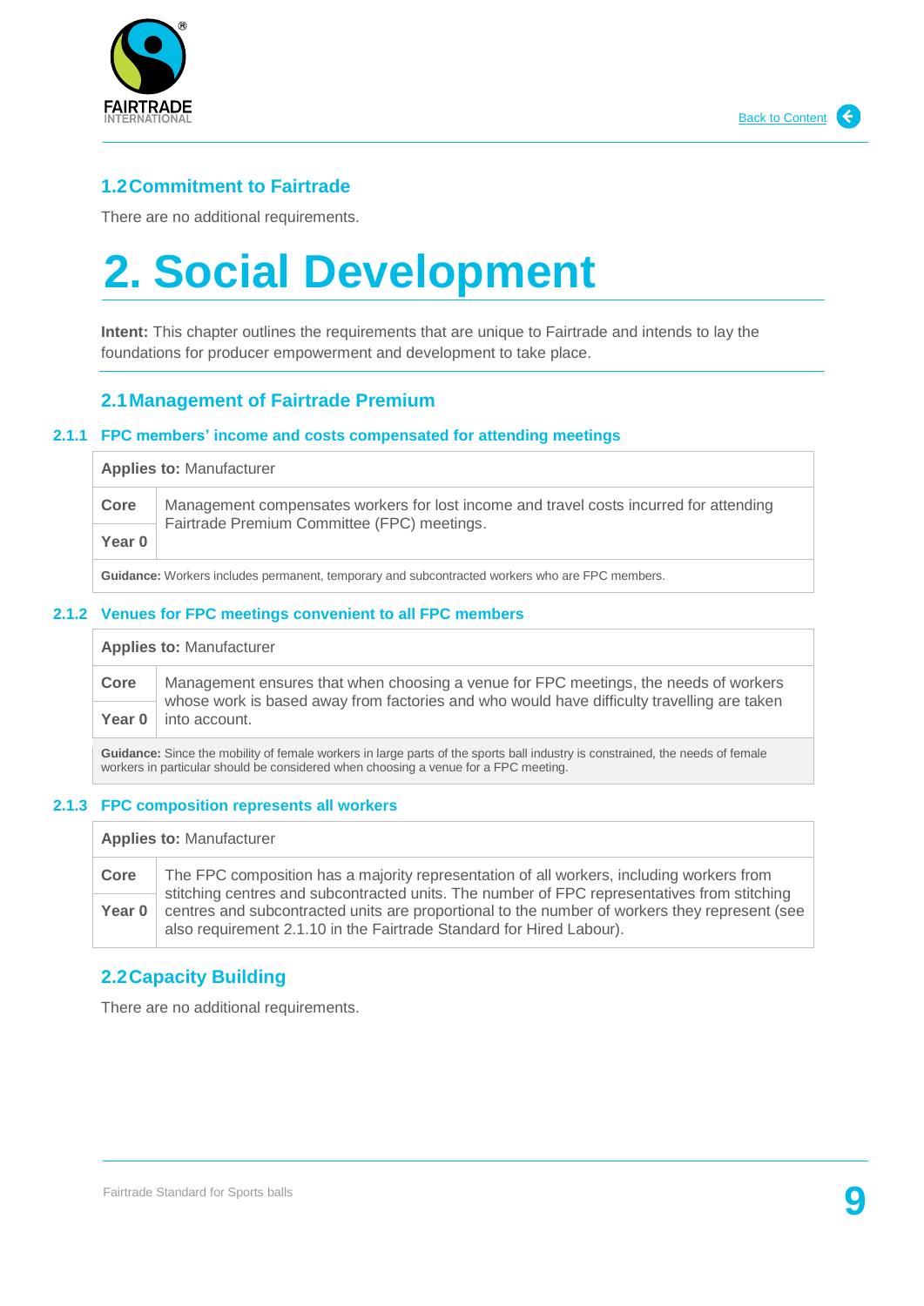## 1.2 Commitment to Fairtrade

There are no additional requirements.

# 2. Social Development

**Intent:** This chapter outlines the requirements that are unique to Fairtrade and intends to lay the foundations for producer empowerment and development to take place.

## 2.1 Management of Fairtrade Premium

### 2.1.1 FPC members' income and costs compensated for attending meetings

| **Applies to:** Manufacturer | |
|---|---|
| **Core** <br> **Year 0** | Management compensates workers for lost income and travel costs incurred for attending Fairtrade Premium Committee (FPC) meetings. |
| **Guidance:** Workers includes permanent, temporary and subcontracted workers who are FPC members. | |

### 2.1.2 Venues for FPC meetings convenient to all FPC members

| **Applies to:** Manufacturer | |
|---|---|
| **Core** <br> **Year 0** | Management ensures that when choosing a venue for FPC meetings, the needs of workers whose work is based away from factories and who would have difficulty travelling are taken into account. |
| **Guidance:** Since the mobility of female workers in large parts of the sports ball industry is constrained, the needs of female workers in particular should be considered when choosing a venue for a FPC meeting. | |

### 2.1.3 FPC composition represents all workers

| **Applies to:** Manufacturer | |
|---|---|
| **Core** <br> **Year 0** | The FPC composition has a majority representation of all workers, including workers from stitching centres and subcontracted units. The number of FPC representatives from stitching centres and subcontracted units are proportional to the number of workers they represent (see also requirement 2.1.10 in the Fairtrade Standard for Hired Labour). |

## 2.2 Capacity Building

There are no additional requirements.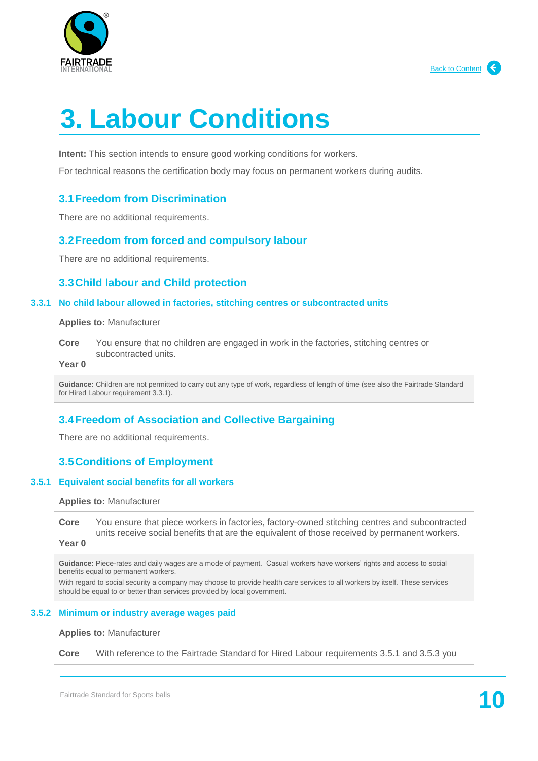# 3. Labour Conditions

**Intent:** This section intends to ensure good working conditions for workers.

For technical reasons the certification body may focus on permanent workers during audits.

## 3.1 Freedom from Discrimination

There are no additional requirements.

## 3.2 Freedom from forced and compulsory labour

There are no additional requirements.

## 3.3 Child labour and Child protection

### 3.3.1 No child labour allowed in factories, stitching centres or subcontracted units

| **Applies to:** Manufacturer | |
|---|---|
| **Core** | You ensure that no children are engaged in work in the factories, stitching centres or subcontracted units. |
| **Year 0** | |

**Guidance:** Children are not permitted to carry out any type of work, regardless of length of time (see also the Fairtrade Standard for Hired Labour requirement 3.3.1).

## 3.4 Freedom of Association and Collective Bargaining

There are no additional requirements.

## 3.5 Conditions of Employment

### 3.5.1 Equivalent social benefits for all workers

| **Applies to:** Manufacturer | |
|---|---|
| **Core** | You ensure that piece workers in factories, factory-owned stitching centres and subcontracted units receive social benefits that are the equivalent of those received by permanent workers. |
| **Year 0** | |

**Guidance:** Piece-rates and daily wages are a mode of payment. Casual workers have workers' rights and access to social benefits equal to permanent workers.

With regard to social security a company may choose to provide health care services to all workers by itself. These services should be equal to or better than services provided by local government.

### 3.5.2 Minimum or industry average wages paid

| **Applies to:** Manufacturer | |
|---|---|
| **Core** | With reference to the Fairtrade Standard for Hired Labour requirements 3.5.1 and 3.5.3 you |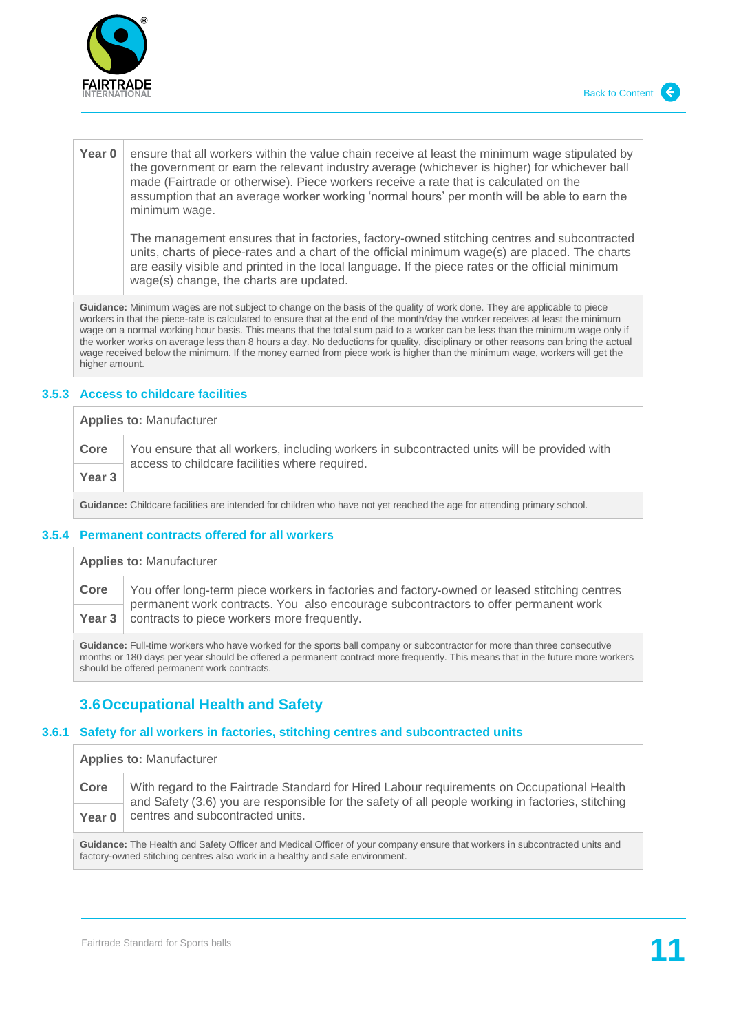| Year 0 | ensure that all workers within the value chain receive at least the minimum wage stipulated by the government or earn the relevant industry average (whichever is higher) for whichever ball made (Fairtrade or otherwise). Piece workers receive a rate that is calculated on the assumption that an average worker working 'normal hours' per month will be able to earn the minimum wage.<br><br>The management ensures that in factories, factory-owned stitching centres and subcontracted units, charts of piece-rates and a chart of the official minimum wage(s) are placed. The charts are easily visible and printed in the local language. If the piece rates or the official minimum wage(s) change, the charts are updated. |
|---|---|

**Guidance:** Minimum wages are not subject to change on the basis of the quality of work done. They are applicable to piece workers in that the piece-rate is calculated to ensure that at the end of the month/day the worker receives at least the minimum wage on a normal working hour basis. This means that the total sum paid to a worker can be less than the minimum wage only if the worker works on average less than 8 hours a day. No deductions for quality, disciplinary or other reasons can bring the actual wage received below the minimum. If the money earned from piece work is higher than the minimum wage, workers will get the higher amount.

### 3.5.3 Access to childcare facilities

**Applies to:** Manufacturer

| Core<br>Year 3 | You ensure that all workers, including workers in subcontracted units will be provided with access to childcare facilities where required. |
|---|---|

**Guidance:** Childcare facilities are intended for children who have not yet reached the age for attending primary school.

### 3.5.4 Permanent contracts offered for all workers

**Applies to:** Manufacturer

| Core<br>Year 3 | You offer long-term piece workers in factories and factory-owned or leased stitching centres permanent work contracts. You also encourage subcontractors to offer permanent work contracts to piece workers more frequently. |
|---|---|

**Guidance:** Full-time workers who have worked for the sports ball company or subcontractor for more than three consecutive months or 180 days per year should be offered a permanent contract more frequently. This means that in the future more workers should be offered permanent work contracts.

## 3.6 Occupational Health and Safety

### 3.6.1 Safety for all workers in factories, stitching centres and subcontracted units

**Applies to:** Manufacturer

| Core<br>Year 0 | With regard to the Fairtrade Standard for Hired Labour requirements on Occupational Health and Safety (3.6) you are responsible for the safety of all people working in factories, stitching centres and subcontracted units. |
|---|---|

**Guidance:** The Health and Safety Officer and Medical Officer of your company ensure that workers in subcontracted units and factory-owned stitching centres also work in a healthy and safe environment.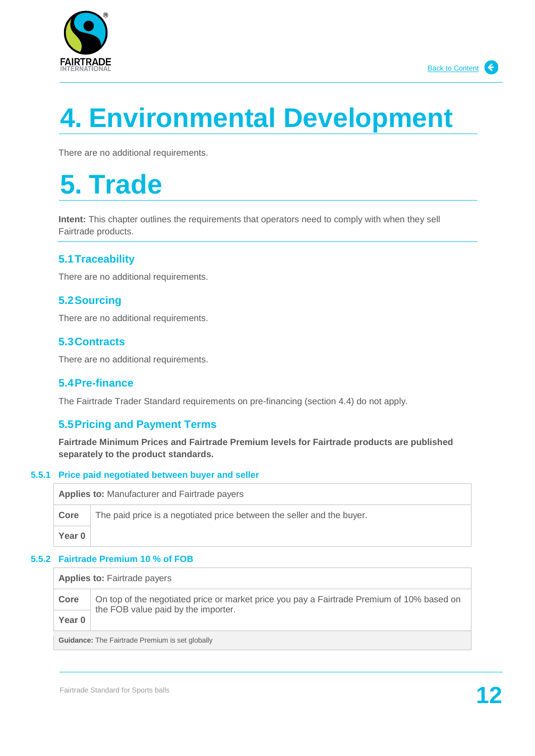# 4. Environmental Development

There are no additional requirements.

# 5. Trade

**Intent:** This chapter outlines the requirements that operators need to comply with when they sell Fairtrade products.

## 5.1 Traceability

There are no additional requirements.

## 5.2 Sourcing

There are no additional requirements.

## 5.3 Contracts

There are no additional requirements.

## 5.4 Pre-finance

The Fairtrade Trader Standard requirements on pre-financing (section 4.4) do not apply.

## 5.5 Pricing and Payment Terms

**Fairtrade Minimum Prices and Fairtrade Premium levels for Fairtrade products are published separately to the product standards.**

### 5.5.1 Price paid negotiated between buyer and seller

| **Applies to:** Manufacturer and Fairtrade payers | |
|---|---|
| **Core** | The paid price is a negotiated price between the seller and the buyer. |
| **Year 0** | |

### 5.5.2 Fairtrade Premium 10 % of FOB

| **Applies to:** Fairtrade payers | |
|---|---|
| **Core** | On top of the negotiated price or market price you pay a Fairtrade Premium of 10% based on the FOB value paid by the importer. |
| **Year 0** | |
| **Guidance:** The Fairtrade Premium is set globally | |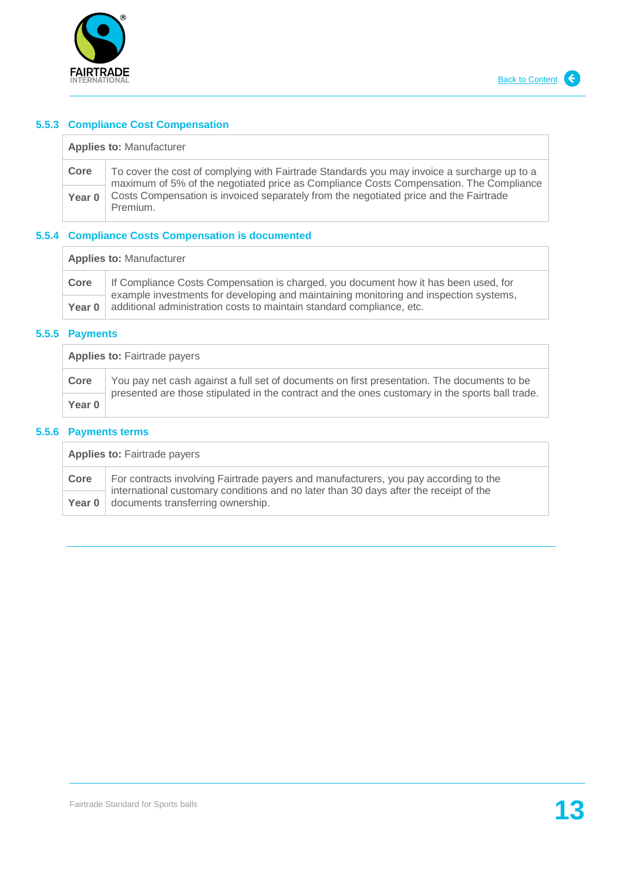### 5.5.3 Compliance Cost Compensation

| **Applies to:** Manufacturer | |
|---|---|
| **Core** | To cover the cost of complying with Fairtrade Standards you may invoice a surcharge up to a maximum of 5% of the negotiated price as Compliance Costs Compensation. The Compliance Costs Compensation is invoiced separately from the negotiated price and the Fairtrade Premium. |
| **Year 0** | |

### 5.5.4 Compliance Costs Compensation is documented

| **Applies to:** Manufacturer | |
|---|---|
| **Core** | If Compliance Costs Compensation is charged, you document how it has been used, for example investments for developing and maintaining monitoring and inspection systems, additional administration costs to maintain standard compliance, etc. |
| **Year 0** | |

### 5.5.5 Payments

| **Applies to:** Fairtrade payers | |
|---|---|
| **Core** | You pay net cash against a full set of documents on first presentation. The documents to be presented are those stipulated in the contract and the ones customary in the sports ball trade. |
| **Year 0** | |

### 5.5.6 Payments terms

| **Applies to:** Fairtrade payers | |
|---|---|
| **Core** | For contracts involving Fairtrade payers and manufacturers, you pay according to the international customary conditions and no later than 30 days after the receipt of the documents transferring ownership. |
| **Year 0** | |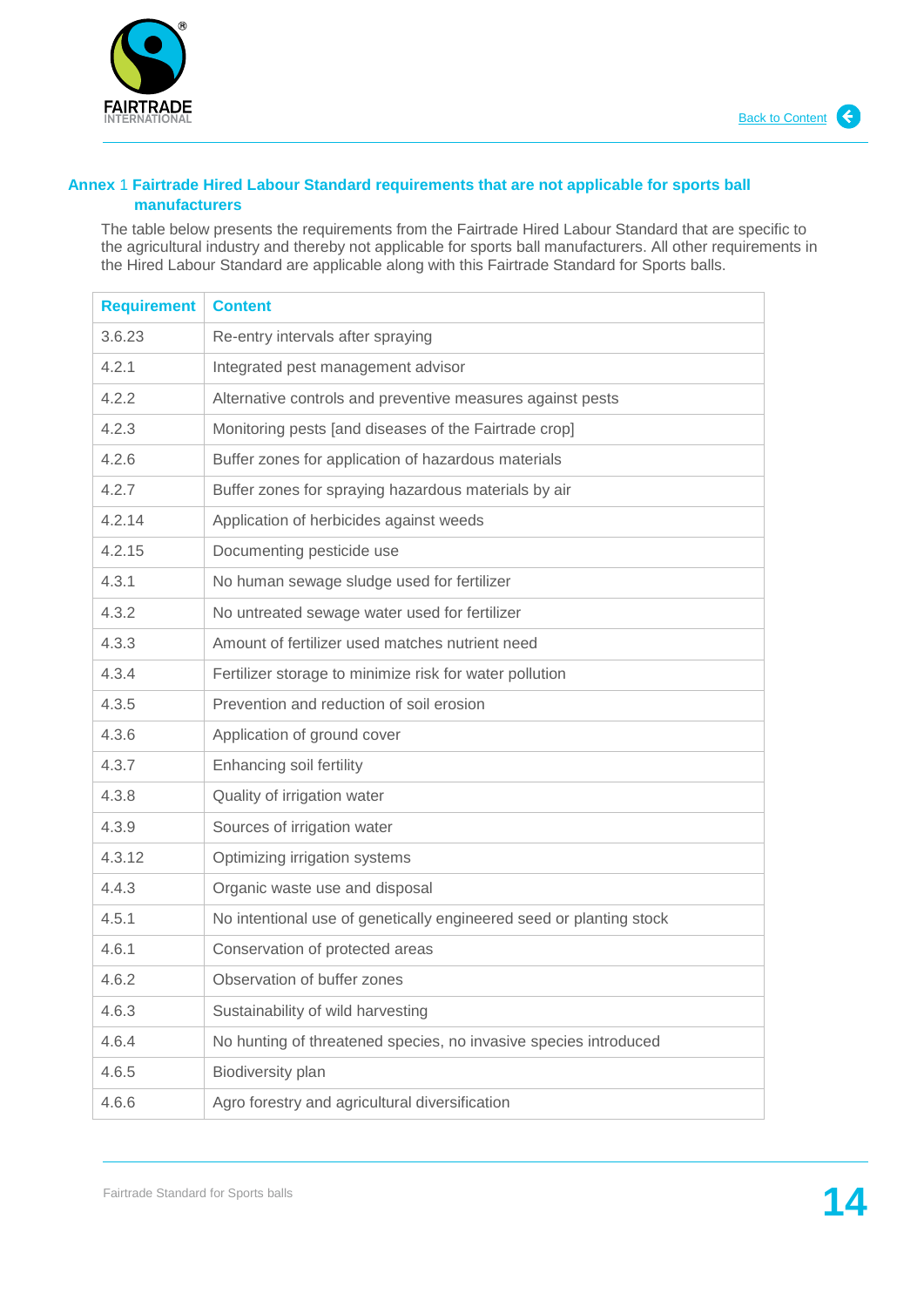## Annex 1 Fairtrade Hired Labour Standard requirements that are not applicable for sports ball manufacturers

The table below presents the requirements from the Fairtrade Hired Labour Standard that are specific to the agricultural industry and thereby not applicable for sports ball manufacturers. All other requirements in the Hired Labour Standard are applicable along with this Fairtrade Standard for Sports balls.

| Requirement | Content |
|---|---|
| 3.6.23 | Re-entry intervals after spraying |
| 4.2.1 | Integrated pest management advisor |
| 4.2.2 | Alternative controls and preventive measures against pests |
| 4.2.3 | Monitoring pests [and diseases of the Fairtrade crop] |
| 4.2.6 | Buffer zones for application of hazardous materials |
| 4.2.7 | Buffer zones for spraying hazardous materials by air |
| 4.2.14 | Application of herbicides against weeds |
| 4.2.15 | Documenting pesticide use |
| 4.3.1 | No human sewage sludge used for fertilizer |
| 4.3.2 | No untreated sewage water used for fertilizer |
| 4.3.3 | Amount of fertilizer used matches nutrient need |
| 4.3.4 | Fertilizer storage to minimize risk for water pollution |
| 4.3.5 | Prevention and reduction of soil erosion |
| 4.3.6 | Application of ground cover |
| 4.3.7 | Enhancing soil fertility |
| 4.3.8 | Quality of irrigation water |
| 4.3.9 | Sources of irrigation water |
| 4.3.12 | Optimizing irrigation systems |
| 4.4.3 | Organic waste use and disposal |
| 4.5.1 | No intentional use of genetically engineered seed or planting stock |
| 4.6.1 | Conservation of protected areas |
| 4.6.2 | Observation of buffer zones |
| 4.6.3 | Sustainability of wild harvesting |
| 4.6.4 | No hunting of threatened species, no invasive species introduced |
| 4.6.5 | Biodiversity plan |
| 4.6.6 | Agro forestry and agricultural diversification |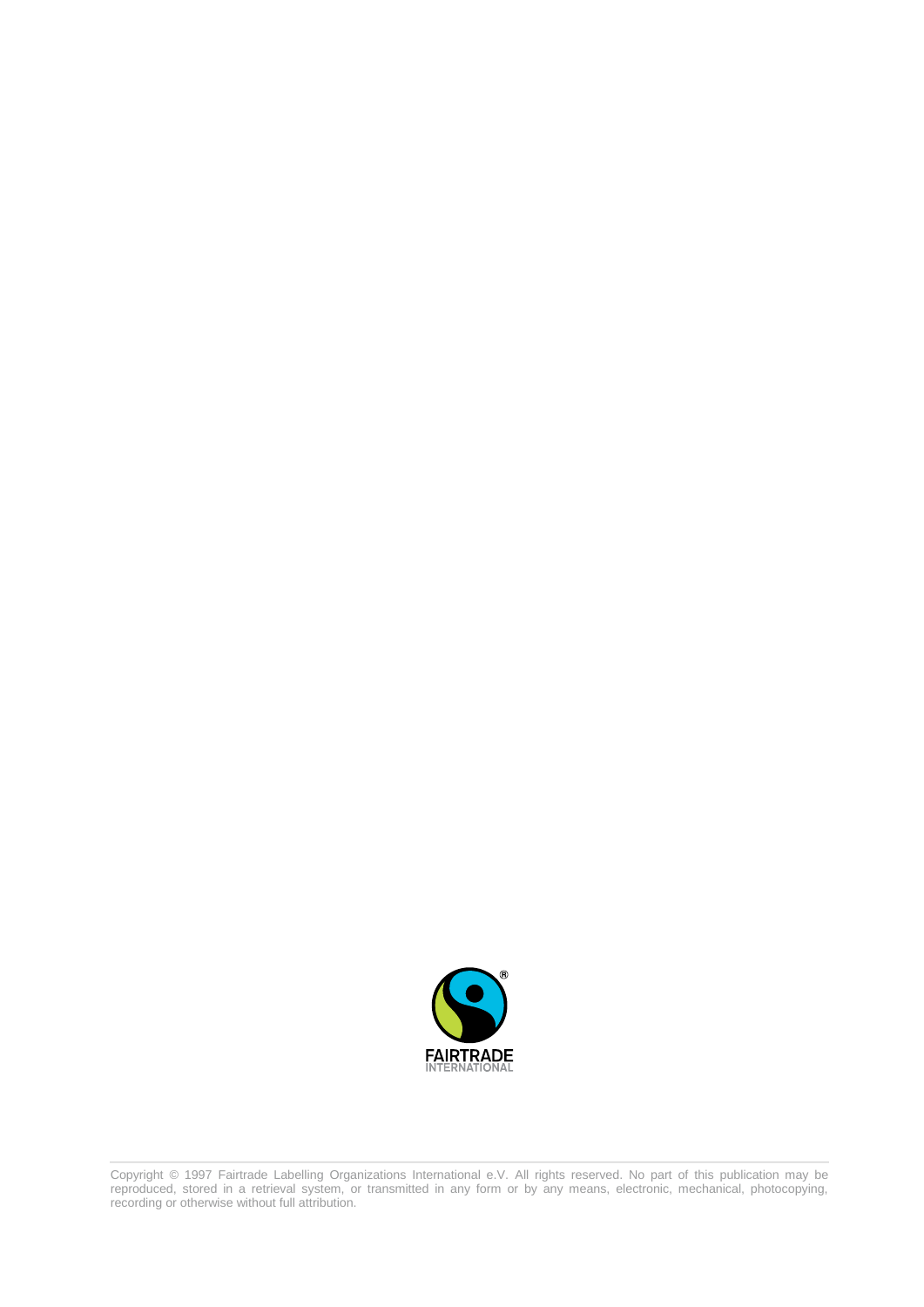FAIRTRADE
INTERNATIONAL

Copyright © 1997 Fairtrade Labelling Organizations International e.V. All rights reserved. No part of this publication may be reproduced, stored in a retrieval system, or transmitted in any form or by any means, electronic, mechanical, photocopying, recording or otherwise without full attribution.